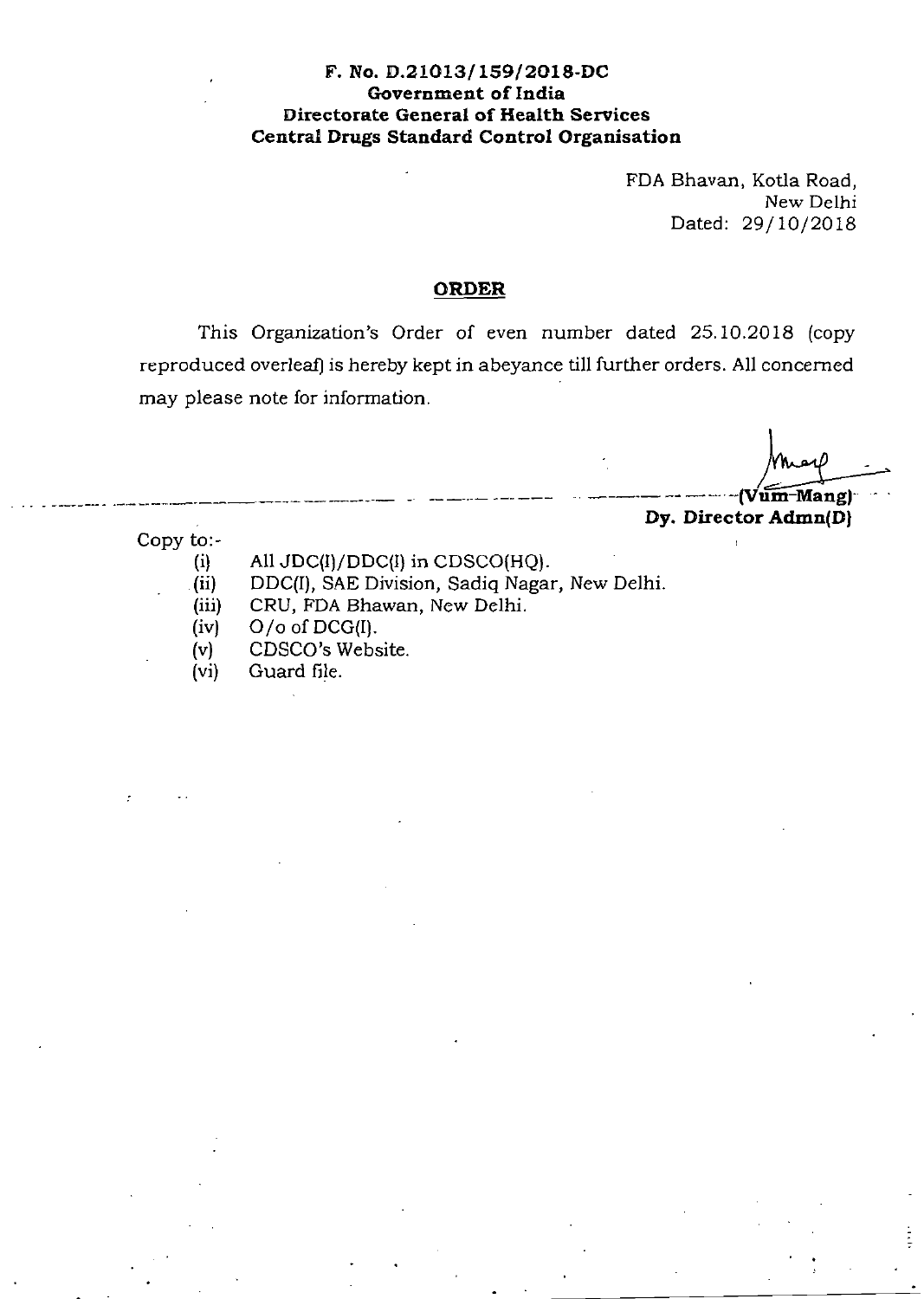**F. No. D.21013/159/2018-DC**
**Government of India**
**Directorate General of Health Services**
**Central Drugs Standard Control Organisation**

FDA Bhavan, Kotla Road,
New Delhi
Dated: 29/10/2018

## ORDER

This Organization's Order of even number dated 25.10.2018 (copy reproduced overleaf) is hereby kept in abeyance till further orders. All concerned may please note for information.

**(Vum Mang)**
**Dy. Director Admn(D)**

Copy to:-

- (i) All JDC(I)/DDC(I) in CDSCO(HQ).
- (ii) DDC(I), SAE Division, Sadiq Nagar, New Delhi.
- (iii) CRU, FDA Bhawan, New Delhi.
- (iv) O/o of DCG(I).
- (v) CDSCO's Website.
- (vi) Guard file.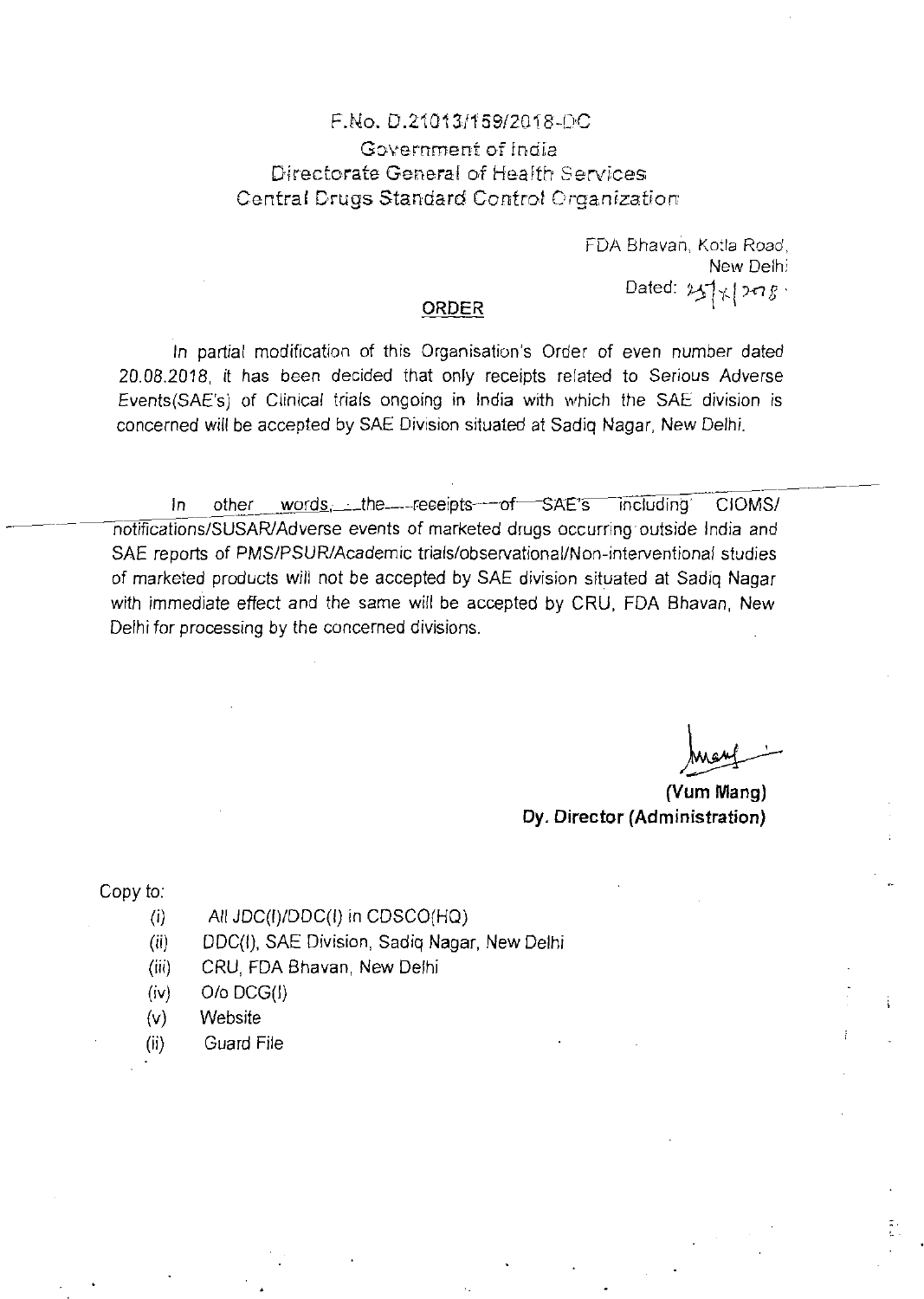F.No. D.21013/159/2018-DC
Government of India
Directorate General of Health Services
Central Drugs Standard Control Organization

FDA Bhavan, Kotla Road,
New Delhi
Dated: 25/8/2018

## ORDER

In partial modification of this Organisation's Order of even number dated 20.08.2018, it has been decided that only receipts related to Serious Adverse Events(SAE's) of Clinical trials ongoing in India with which the SAE division is concerned will be accepted by SAE Division situated at Sadiq Nagar, New Delhi.

In other words, the receipts of SAE's including CIOMS/ notifications/SUSAR/Adverse events of marketed drugs occurring outside India and SAE reports of PMS/PSUR/Academic trials/observational/Non-interventional studies of marketed products will not be accepted by SAE division situated at Sadiq Nagar with immediate effect and the same will be accepted by CRU, FDA Bhavan, New Delhi for processing by the concerned divisions.

**(Vum Mang)**
**Dy. Director (Administration)**

Copy to:

- (i) All JDC(I)/DDC(I) in CDSCO(HQ)
- (ii) DDC(I), SAE Division, Sadiq Nagar, New Delhi
- (iii) CRU, FDA Bhavan, New Delhi
- (iv) O/o DCG(I)
- (v) Website
- (ii) Guard File